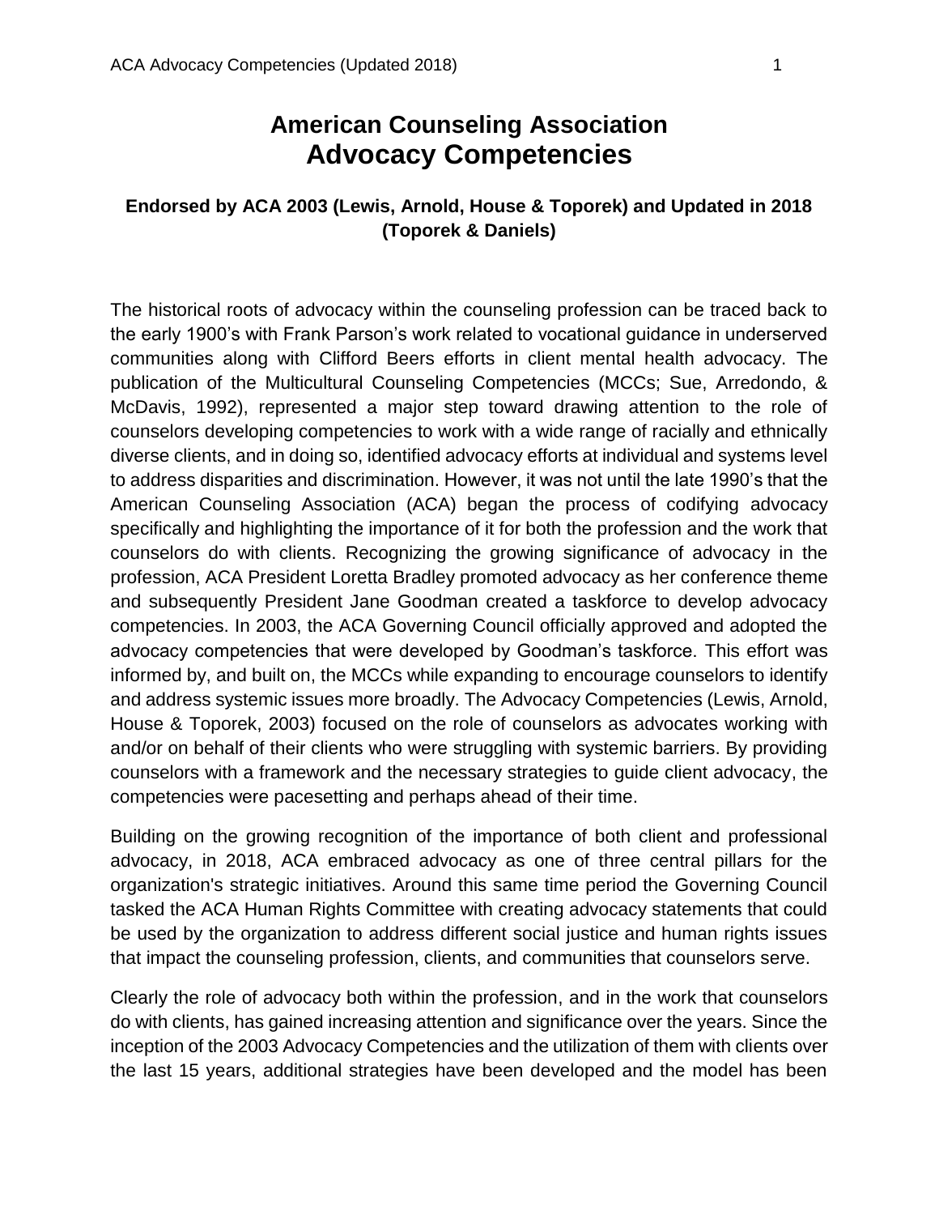# American Counseling Association
# Advocacy Competencies

**Endorsed by ACA 2003 (Lewis, Arnold, House & Toporek) and Updated in 2018 (Toporek & Daniels)**

The historical roots of advocacy within the counseling profession can be traced back to the early 1900's with Frank Parson's work related to vocational guidance in underserved communities along with Clifford Beers efforts in client mental health advocacy. The publication of the Multicultural Counseling Competencies (MCCs; Sue, Arredondo, & McDavis, 1992), represented a major step toward drawing attention to the role of counselors developing competencies to work with a wide range of racially and ethnically diverse clients, and in doing so, identified advocacy efforts at individual and systems level to address disparities and discrimination. However, it was not until the late 1990's that the American Counseling Association (ACA) began the process of codifying advocacy specifically and highlighting the importance of it for both the profession and the work that counselors do with clients. Recognizing the growing significance of advocacy in the profession, ACA President Loretta Bradley promoted advocacy as her conference theme and subsequently President Jane Goodman created a taskforce to develop advocacy competencies. In 2003, the ACA Governing Council officially approved and adopted the advocacy competencies that were developed by Goodman's taskforce. This effort was informed by, and built on, the MCCs while expanding to encourage counselors to identify and address systemic issues more broadly. The Advocacy Competencies (Lewis, Arnold, House & Toporek, 2003) focused on the role of counselors as advocates working with and/or on behalf of their clients who were struggling with systemic barriers. By providing counselors with a framework and the necessary strategies to guide client advocacy, the competencies were pacesetting and perhaps ahead of their time.

Building on the growing recognition of the importance of both client and professional advocacy, in 2018, ACA embraced advocacy as one of three central pillars for the organization's strategic initiatives. Around this same time period the Governing Council tasked the ACA Human Rights Committee with creating advocacy statements that could be used by the organization to address different social justice and human rights issues that impact the counseling profession, clients, and communities that counselors serve.

Clearly the role of advocacy both within the profession, and in the work that counselors do with clients, has gained increasing attention and significance over the years. Since the inception of the 2003 Advocacy Competencies and the utilization of them with clients over the last 15 years, additional strategies have been developed and the model has been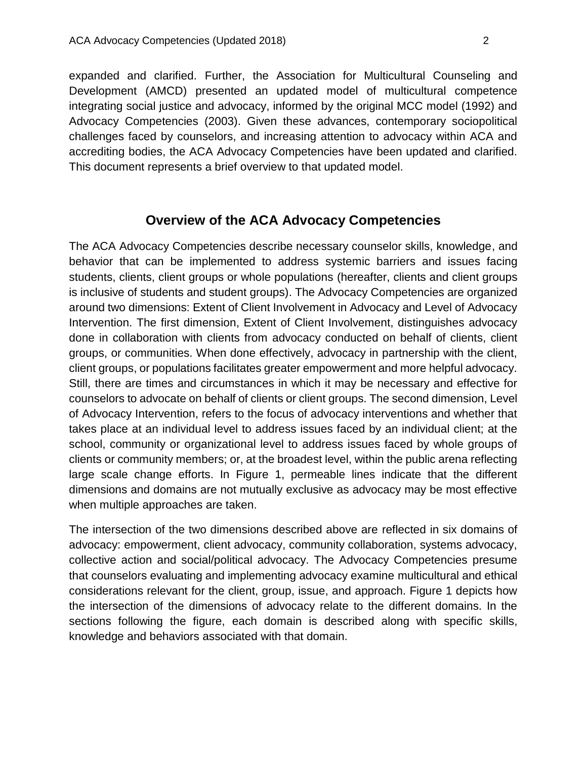expanded and clarified. Further, the Association for Multicultural Counseling and Development (AMCD) presented an updated model of multicultural competence integrating social justice and advocacy, informed by the original MCC model (1992) and Advocacy Competencies (2003). Given these advances, contemporary sociopolitical challenges faced by counselors, and increasing attention to advocacy within ACA and accrediting bodies, the ACA Advocacy Competencies have been updated and clarified. This document represents a brief overview to that updated model.

## Overview of the ACA Advocacy Competencies

The ACA Advocacy Competencies describe necessary counselor skills, knowledge, and behavior that can be implemented to address systemic barriers and issues facing students, clients, client groups or whole populations (hereafter, clients and client groups is inclusive of students and student groups). The Advocacy Competencies are organized around two dimensions: Extent of Client Involvement in Advocacy and Level of Advocacy Intervention. The first dimension, Extent of Client Involvement, distinguishes advocacy done in collaboration with clients from advocacy conducted on behalf of clients, client groups, or communities. When done effectively, advocacy in partnership with the client, client groups, or populations facilitates greater empowerment and more helpful advocacy. Still, there are times and circumstances in which it may be necessary and effective for counselors to advocate on behalf of clients or client groups. The second dimension, Level of Advocacy Intervention, refers to the focus of advocacy interventions and whether that takes place at an individual level to address issues faced by an individual client; at the school, community or organizational level to address issues faced by whole groups of clients or community members; or, at the broadest level, within the public arena reflecting large scale change efforts. In Figure 1, permeable lines indicate that the different dimensions and domains are not mutually exclusive as advocacy may be most effective when multiple approaches are taken.

The intersection of the two dimensions described above are reflected in six domains of advocacy: empowerment, client advocacy, community collaboration, systems advocacy, collective action and social/political advocacy. The Advocacy Competencies presume that counselors evaluating and implementing advocacy examine multicultural and ethical considerations relevant for the client, group, issue, and approach. Figure 1 depicts how the intersection of the dimensions of advocacy relate to the different domains. In the sections following the figure, each domain is described along with specific skills, knowledge and behaviors associated with that domain.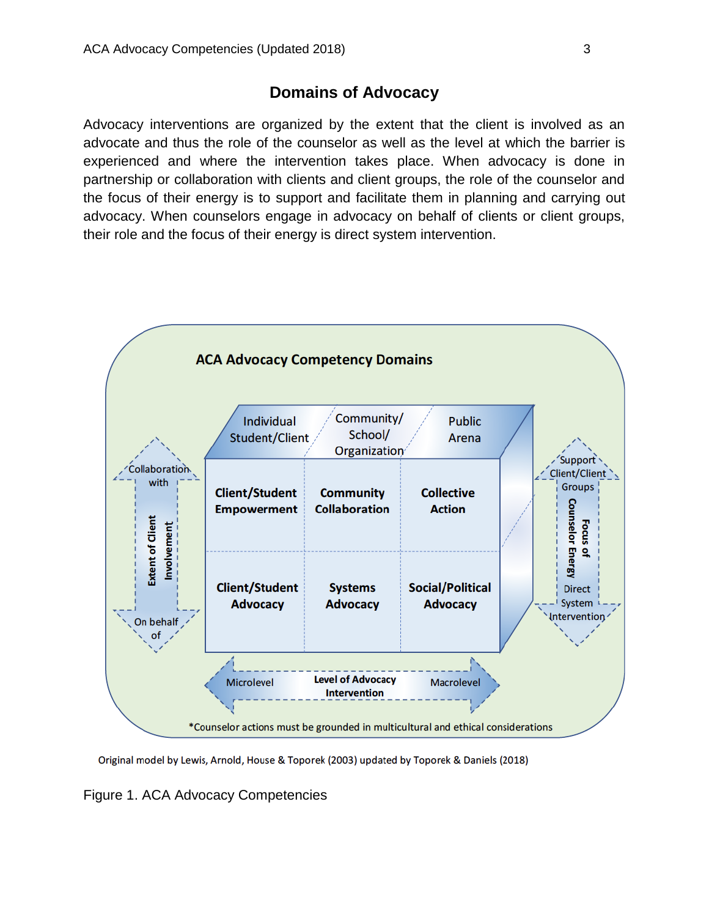# Domains of Advocacy

Advocacy interventions are organized by the extent that the client is involved as an advocate and thus the role of the counselor as well as the level at which the barrier is experienced and where the intervention takes place. When advocacy is done in partnership or collaboration with clients and client groups, the role of the counselor and the focus of their energy is to support and facilitate them in planning and carrying out advocacy. When counselors engage in advocacy on behalf of clients or client groups, their role and the focus of their energy is direct system intervention.

**ACA Advocacy Competency Domains**

| | Individual Student/Client | Community/ School/ Organization | Public Arena |
|---|---|---|---|
| Collaboration with | **Client/Student Empowerment** | **Community Collaboration** | **Collective Action** |
| On behalf of | **Client/Student Advocacy** | **Systems Advocacy** | **Social/Political Advocacy** |

Extent of Client Involvement: Collaboration with ↔ On behalf of

Focus of Counselor Energy: Support Client/Client Groups ↔ Direct System Intervention

Level of Advocacy Intervention: Microlevel ↔ Macrolevel

*Counselor actions must be grounded in multicultural and ethical considerations

Original model by Lewis, Arnold, House & Toporek (2003) updated by Toporek & Daniels (2018)

Figure 1. ACA Advocacy Competencies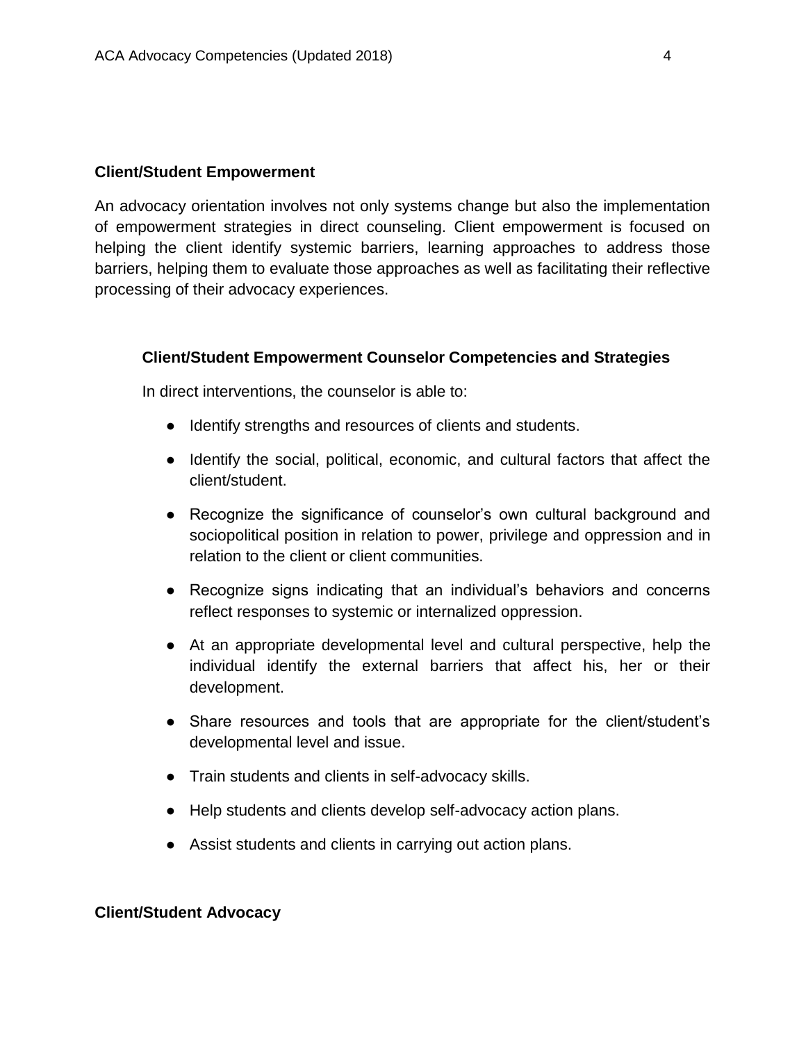## Client/Student Empowerment

An advocacy orientation involves not only systems change but also the implementation of empowerment strategies in direct counseling. Client empowerment is focused on helping the client identify systemic barriers, learning approaches to address those barriers, helping them to evaluate those approaches as well as facilitating their reflective processing of their advocacy experiences.

### Client/Student Empowerment Counselor Competencies and Strategies

In direct interventions, the counselor is able to:

- Identify strengths and resources of clients and students.
- Identify the social, political, economic, and cultural factors that affect the client/student.
- Recognize the significance of counselor's own cultural background and sociopolitical position in relation to power, privilege and oppression and in relation to the client or client communities.
- Recognize signs indicating that an individual's behaviors and concerns reflect responses to systemic or internalized oppression.
- At an appropriate developmental level and cultural perspective, help the individual identify the external barriers that affect his, her or their development.
- Share resources and tools that are appropriate for the client/student's developmental level and issue.
- Train students and clients in self-advocacy skills.
- Help students and clients develop self-advocacy action plans.
- Assist students and clients in carrying out action plans.

## Client/Student Advocacy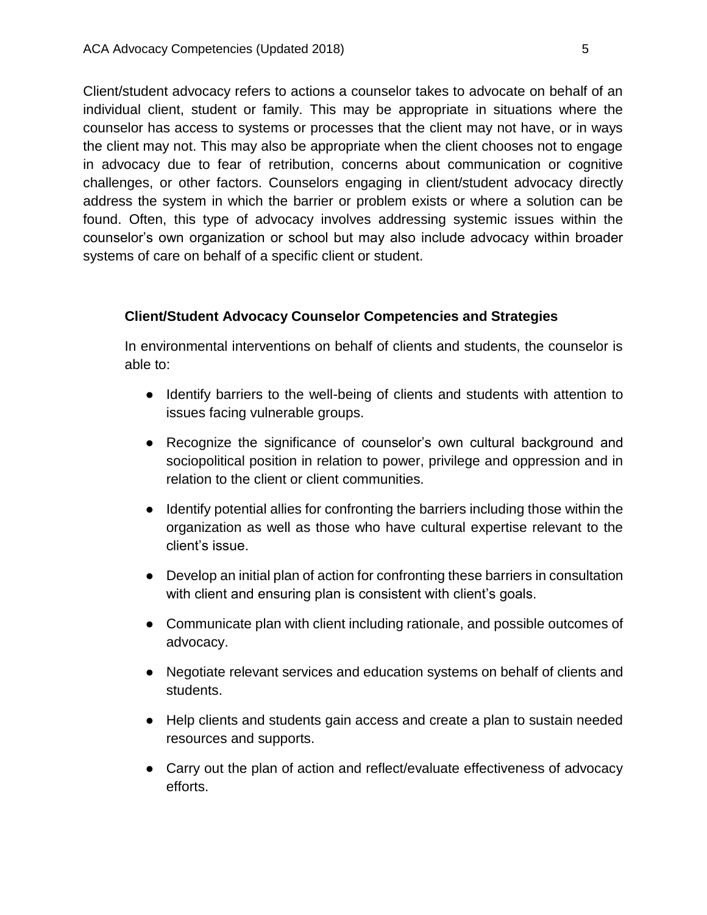Client/student advocacy refers to actions a counselor takes to advocate on behalf of an individual client, student or family. This may be appropriate in situations where the counselor has access to systems or processes that the client may not have, or in ways the client may not. This may also be appropriate when the client chooses not to engage in advocacy due to fear of retribution, concerns about communication or cognitive challenges, or other factors. Counselors engaging in client/student advocacy directly address the system in which the barrier or problem exists or where a solution can be found. Often, this type of advocacy involves addressing systemic issues within the counselor's own organization or school but may also include advocacy within broader systems of care on behalf of a specific client or student.

### Client/Student Advocacy Counselor Competencies and Strategies

In environmental interventions on behalf of clients and students, the counselor is able to:

- Identify barriers to the well-being of clients and students with attention to issues facing vulnerable groups.
- Recognize the significance of counselor's own cultural background and sociopolitical position in relation to power, privilege and oppression and in relation to the client or client communities.
- Identify potential allies for confronting the barriers including those within the organization as well as those who have cultural expertise relevant to the client's issue.
- Develop an initial plan of action for confronting these barriers in consultation with client and ensuring plan is consistent with client's goals.
- Communicate plan with client including rationale, and possible outcomes of advocacy.
- Negotiate relevant services and education systems on behalf of clients and students.
- Help clients and students gain access and create a plan to sustain needed resources and supports.
- Carry out the plan of action and reflect/evaluate effectiveness of advocacy efforts.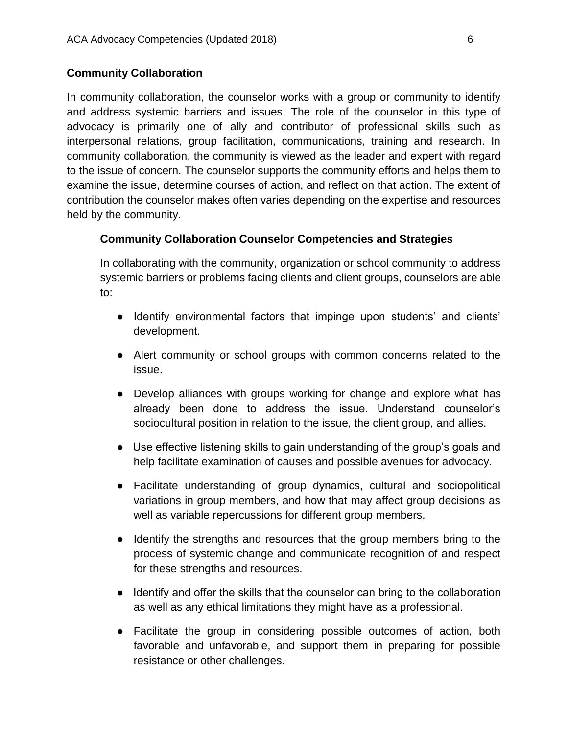## Community Collaboration

In community collaboration, the counselor works with a group or community to identify and address systemic barriers and issues. The role of the counselor in this type of advocacy is primarily one of ally and contributor of professional skills such as interpersonal relations, group facilitation, communications, training and research. In community collaboration, the community is viewed as the leader and expert with regard to the issue of concern. The counselor supports the community efforts and helps them to examine the issue, determine courses of action, and reflect on that action. The extent of contribution the counselor makes often varies depending on the expertise and resources held by the community.

### Community Collaboration Counselor Competencies and Strategies

In collaborating with the community, organization or school community to address systemic barriers or problems facing clients and client groups, counselors are able to:

- Identify environmental factors that impinge upon students' and clients' development.
- Alert community or school groups with common concerns related to the issue.
- Develop alliances with groups working for change and explore what has already been done to address the issue. Understand counselor's sociocultural position in relation to the issue, the client group, and allies.
- Use effective listening skills to gain understanding of the group's goals and help facilitate examination of causes and possible avenues for advocacy.
- Facilitate understanding of group dynamics, cultural and sociopolitical variations in group members, and how that may affect group decisions as well as variable repercussions for different group members.
- Identify the strengths and resources that the group members bring to the process of systemic change and communicate recognition of and respect for these strengths and resources.
- Identify and offer the skills that the counselor can bring to the collaboration as well as any ethical limitations they might have as a professional.
- Facilitate the group in considering possible outcomes of action, both favorable and unfavorable, and support them in preparing for possible resistance or other challenges.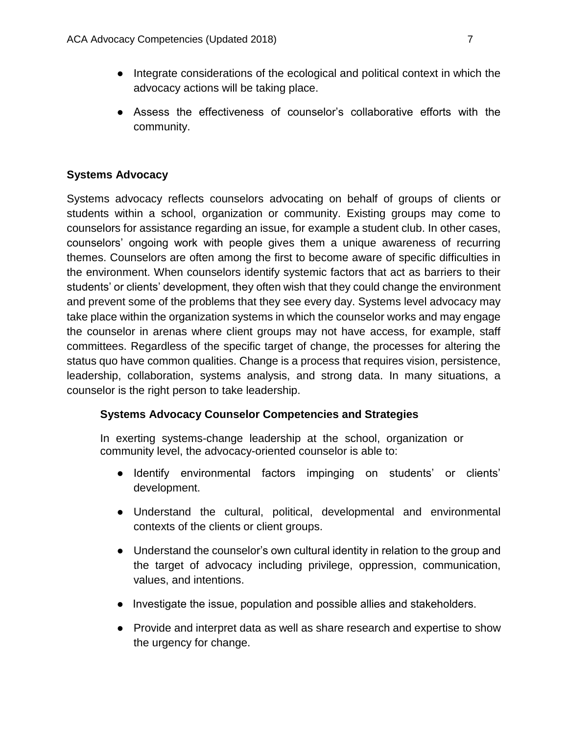- Integrate considerations of the ecological and political context in which the advocacy actions will be taking place.
- Assess the effectiveness of counselor's collaborative efforts with the community.

## Systems Advocacy

Systems advocacy reflects counselors advocating on behalf of groups of clients or students within a school, organization or community. Existing groups may come to counselors for assistance regarding an issue, for example a student club. In other cases, counselors' ongoing work with people gives them a unique awareness of recurring themes. Counselors are often among the first to become aware of specific difficulties in the environment. When counselors identify systemic factors that act as barriers to their students' or clients' development, they often wish that they could change the environment and prevent some of the problems that they see every day. Systems level advocacy may take place within the organization systems in which the counselor works and may engage the counselor in arenas where client groups may not have access, for example, staff committees. Regardless of the specific target of change, the processes for altering the status quo have common qualities. Change is a process that requires vision, persistence, leadership, collaboration, systems analysis, and strong data. In many situations, a counselor is the right person to take leadership.

### Systems Advocacy Counselor Competencies and Strategies

In exerting systems-change leadership at the school, organization or community level, the advocacy-oriented counselor is able to:

- Identify environmental factors impinging on students' or clients' development.
- Understand the cultural, political, developmental and environmental contexts of the clients or client groups.
- Understand the counselor's own cultural identity in relation to the group and the target of advocacy including privilege, oppression, communication, values, and intentions.
- Investigate the issue, population and possible allies and stakeholders.
- Provide and interpret data as well as share research and expertise to show the urgency for change.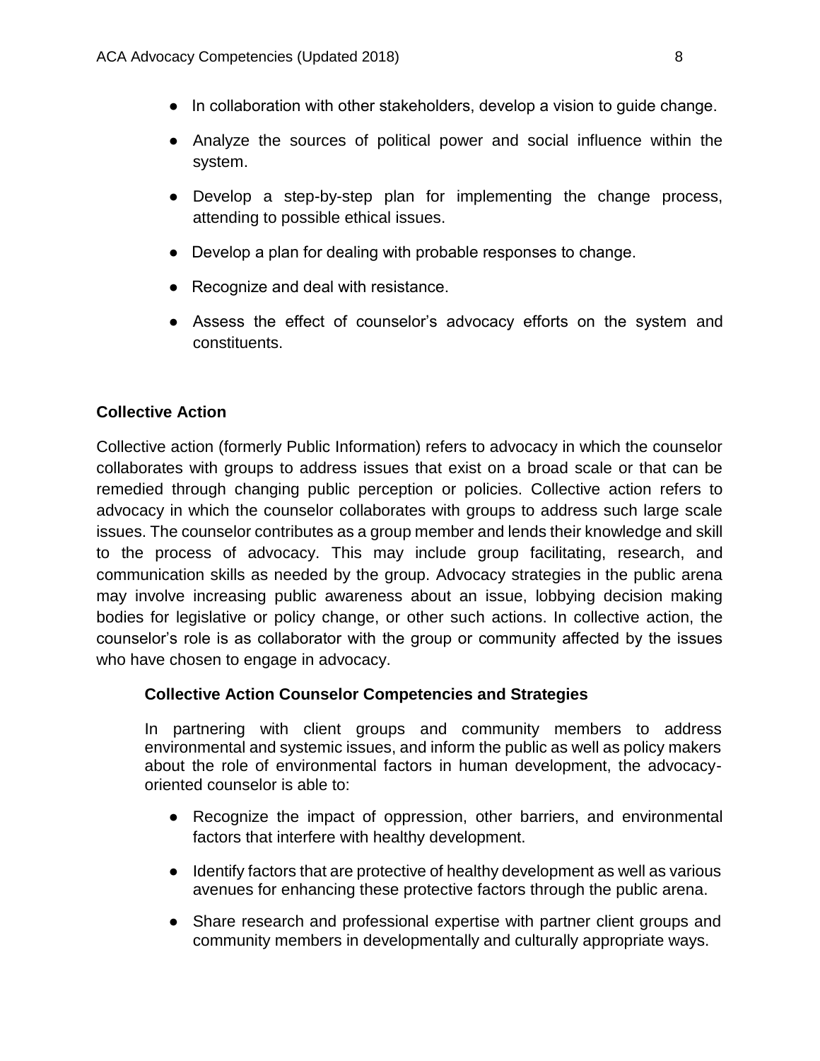- In collaboration with other stakeholders, develop a vision to guide change.
- Analyze the sources of political power and social influence within the system.
- Develop a step-by-step plan for implementing the change process, attending to possible ethical issues.
- Develop a plan for dealing with probable responses to change.
- Recognize and deal with resistance.
- Assess the effect of counselor's advocacy efforts on the system and constituents.

### Collective Action

Collective action (formerly Public Information) refers to advocacy in which the counselor collaborates with groups to address issues that exist on a broad scale or that can be remedied through changing public perception or policies. Collective action refers to advocacy in which the counselor collaborates with groups to address such large scale issues. The counselor contributes as a group member and lends their knowledge and skill to the process of advocacy. This may include group facilitating, research, and communication skills as needed by the group. Advocacy strategies in the public arena may involve increasing public awareness about an issue, lobbying decision making bodies for legislative or policy change, or other such actions. In collective action, the counselor's role is as collaborator with the group or community affected by the issues who have chosen to engage in advocacy.

#### Collective Action Counselor Competencies and Strategies

In partnering with client groups and community members to address environmental and systemic issues, and inform the public as well as policy makers about the role of environmental factors in human development, the advocacy-oriented counselor is able to:

- Recognize the impact of oppression, other barriers, and environmental factors that interfere with healthy development.
- Identify factors that are protective of healthy development as well as various avenues for enhancing these protective factors through the public arena.
- Share research and professional expertise with partner client groups and community members in developmentally and culturally appropriate ways.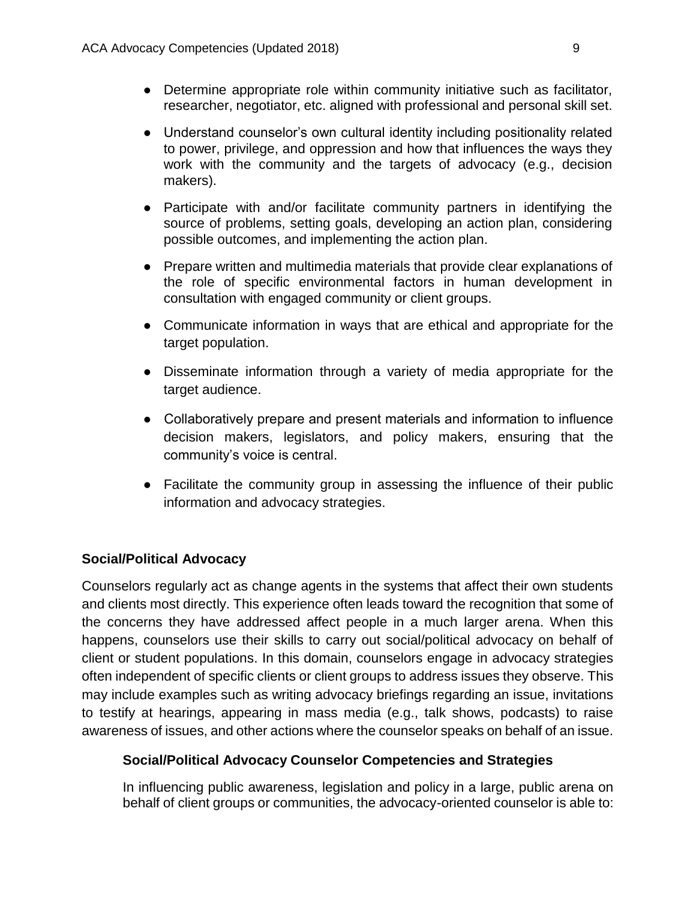- Determine appropriate role within community initiative such as facilitator, researcher, negotiator, etc. aligned with professional and personal skill set.
- Understand counselor's own cultural identity including positionality related to power, privilege, and oppression and how that influences the ways they work with the community and the targets of advocacy (e.g., decision makers).
- Participate with and/or facilitate community partners in identifying the source of problems, setting goals, developing an action plan, considering possible outcomes, and implementing the action plan.
- Prepare written and multimedia materials that provide clear explanations of the role of specific environmental factors in human development in consultation with engaged community or client groups.
- Communicate information in ways that are ethical and appropriate for the target population.
- Disseminate information through a variety of media appropriate for the target audience.
- Collaboratively prepare and present materials and information to influence decision makers, legislators, and policy makers, ensuring that the community's voice is central.
- Facilitate the community group in assessing the influence of their public information and advocacy strategies.

## Social/Political Advocacy

Counselors regularly act as change agents in the systems that affect their own students and clients most directly. This experience often leads toward the recognition that some of the concerns they have addressed affect people in a much larger arena. When this happens, counselors use their skills to carry out social/political advocacy on behalf of client or student populations. In this domain, counselors engage in advocacy strategies often independent of specific clients or client groups to address issues they observe. This may include examples such as writing advocacy briefings regarding an issue, invitations to testify at hearings, appearing in mass media (e.g., talk shows, podcasts) to raise awareness of issues, and other actions where the counselor speaks on behalf of an issue.

### Social/Political Advocacy Counselor Competencies and Strategies

In influencing public awareness, legislation and policy in a large, public arena on behalf of client groups or communities, the advocacy-oriented counselor is able to: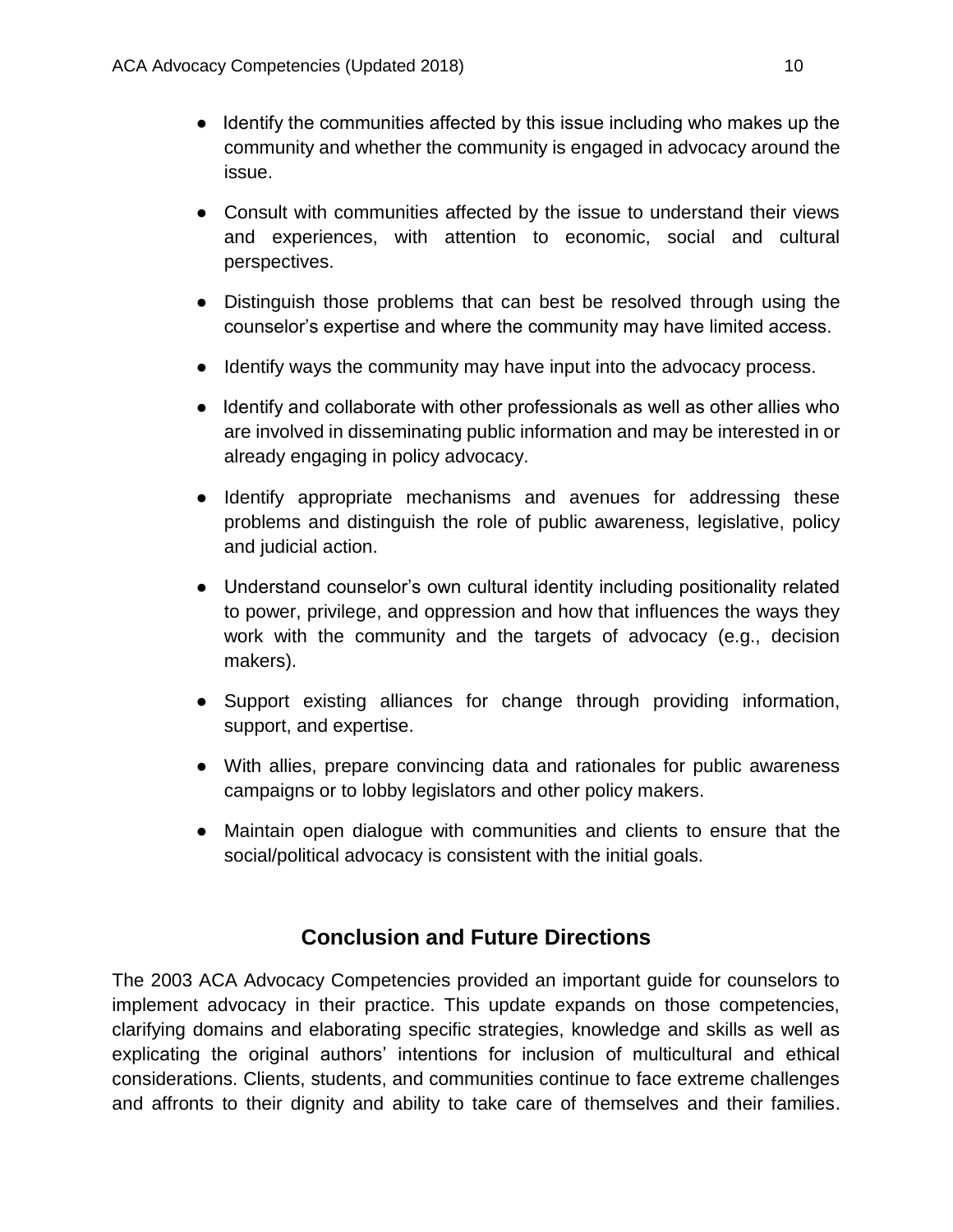- Identify the communities affected by this issue including who makes up the community and whether the community is engaged in advocacy around the issue.
- Consult with communities affected by the issue to understand their views and experiences, with attention to economic, social and cultural perspectives.
- Distinguish those problems that can best be resolved through using the counselor's expertise and where the community may have limited access.
- Identify ways the community may have input into the advocacy process.
- Identify and collaborate with other professionals as well as other allies who are involved in disseminating public information and may be interested in or already engaging in policy advocacy.
- Identify appropriate mechanisms and avenues for addressing these problems and distinguish the role of public awareness, legislative, policy and judicial action.
- Understand counselor's own cultural identity including positionality related to power, privilege, and oppression and how that influences the ways they work with the community and the targets of advocacy (e.g., decision makers).
- Support existing alliances for change through providing information, support, and expertise.
- With allies, prepare convincing data and rationales for public awareness campaigns or to lobby legislators and other policy makers.
- Maintain open dialogue with communities and clients to ensure that the social/political advocacy is consistent with the initial goals.

## Conclusion and Future Directions

The 2003 ACA Advocacy Competencies provided an important guide for counselors to implement advocacy in their practice. This update expands on those competencies, clarifying domains and elaborating specific strategies, knowledge and skills as well as explicating the original authors' intentions for inclusion of multicultural and ethical considerations. Clients, students, and communities continue to face extreme challenges and affronts to their dignity and ability to take care of themselves and their families.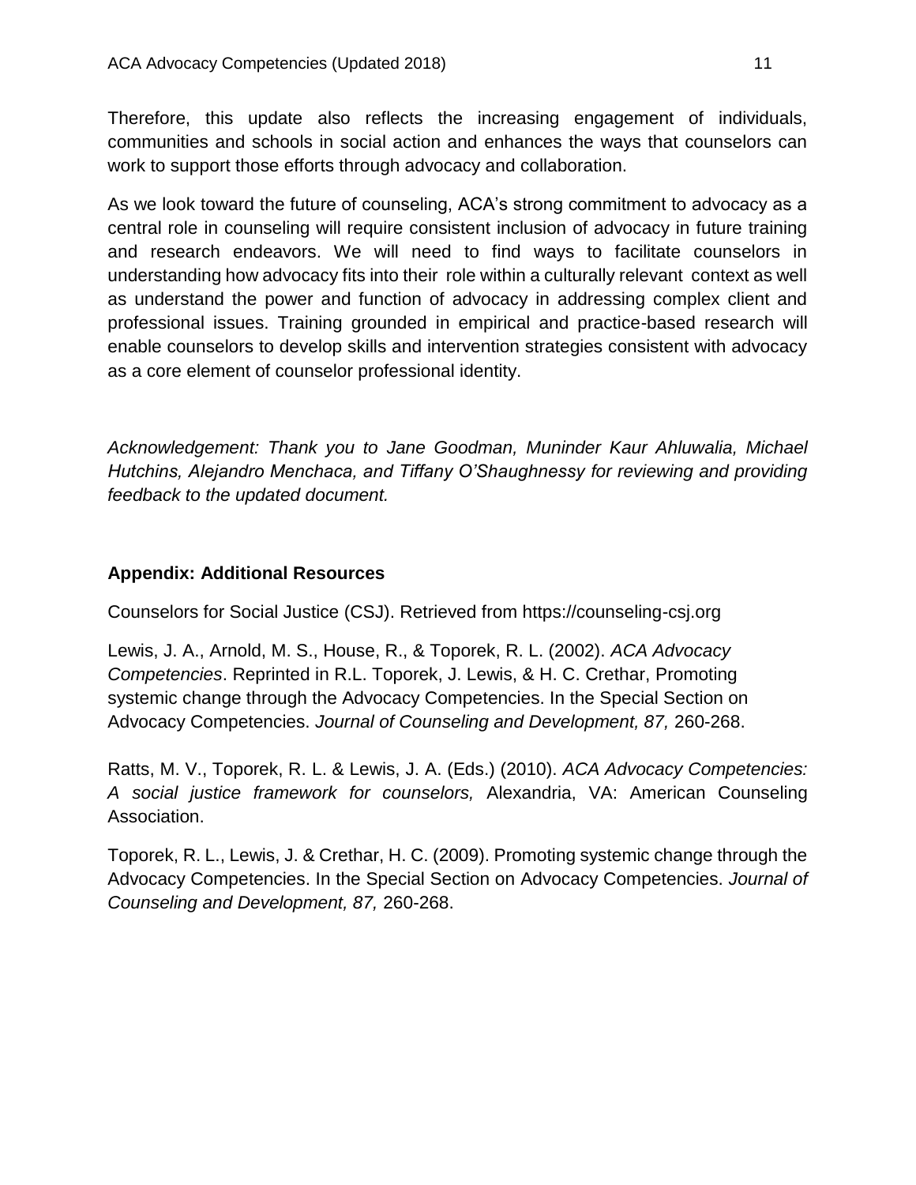Therefore, this update also reflects the increasing engagement of individuals, communities and schools in social action and enhances the ways that counselors can work to support those efforts through advocacy and collaboration.

As we look toward the future of counseling, ACA's strong commitment to advocacy as a central role in counseling will require consistent inclusion of advocacy in future training and research endeavors. We will need to find ways to facilitate counselors in understanding how advocacy fits into their role within a culturally relevant context as well as understand the power and function of advocacy in addressing complex client and professional issues. Training grounded in empirical and practice-based research will enable counselors to develop skills and intervention strategies consistent with advocacy as a core element of counselor professional identity.

*Acknowledgement: Thank you to Jane Goodman, Muninder Kaur Ahluwalia, Michael Hutchins, Alejandro Menchaca, and Tiffany O'Shaughnessy for reviewing and providing feedback to the updated document.*

**Appendix: Additional Resources**

Counselors for Social Justice (CSJ). Retrieved from https://counseling-csj.org

Lewis, J. A., Arnold, M. S., House, R., & Toporek, R. L. (2002). *ACA Advocacy Competencies*. Reprinted in R.L. Toporek, J. Lewis, & H. C. Crethar, Promoting systemic change through the Advocacy Competencies. In the Special Section on Advocacy Competencies. *Journal of Counseling and Development, 87,* 260-268.

Ratts, M. V., Toporek, R. L. & Lewis, J. A. (Eds.) (2010). *ACA Advocacy Competencies: A social justice framework for counselors,* Alexandria, VA: American Counseling Association.

Toporek, R. L., Lewis, J. & Crethar, H. C. (2009). Promoting systemic change through the Advocacy Competencies. In the Special Section on Advocacy Competencies. *Journal of Counseling and Development, 87,* 260-268.